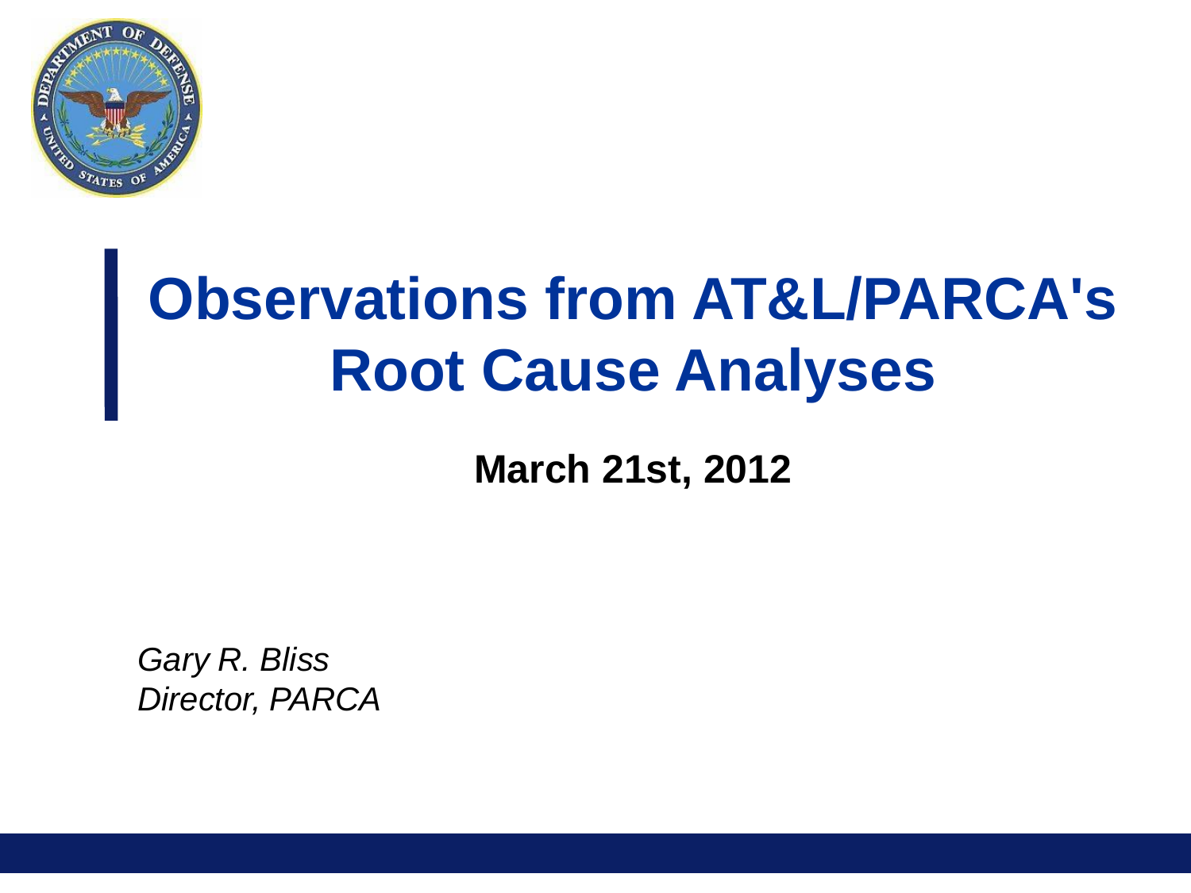# Observations from AT&L/PARCA's Root Cause Analyses

**March 21st, 2012**

*Gary R. Bliss*
*Director, PARCA*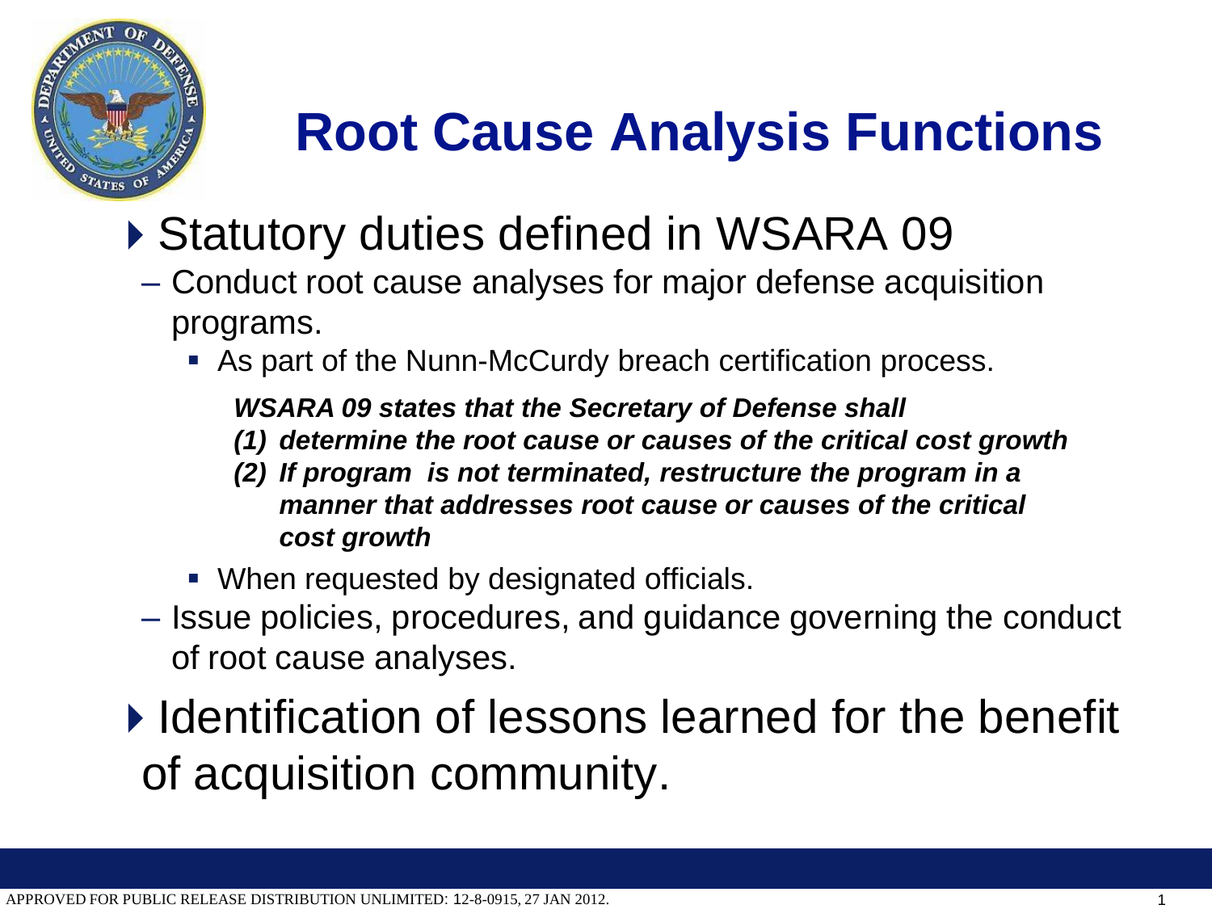# Root Cause Analysis Functions

- Statistory duties defined in WSARA 09
  - Conduct root cause analyses for major defense acquisition programs.
    - As part of the Nunn-McCurdy breach certification process.

      ***WSARA 09 states that the Secretary of Defense shall***
      ***(1) determine the root cause or causes of the critical cost growth***
      ***(2) If program is not terminated, restructure the program in a manner that addresses root cause or causes of the critical cost growth***

    - When requested by designated officials.
  - Issue policies, procedures, and guidance governing the conduct of root cause analyses.
- Identification of lessons learned for the benefit of acquisition community.

APPROVED FOR PUBLIC RELEASE DISTRIBUTION UNLIMITED: 12-8-0915, 27 JAN 2012.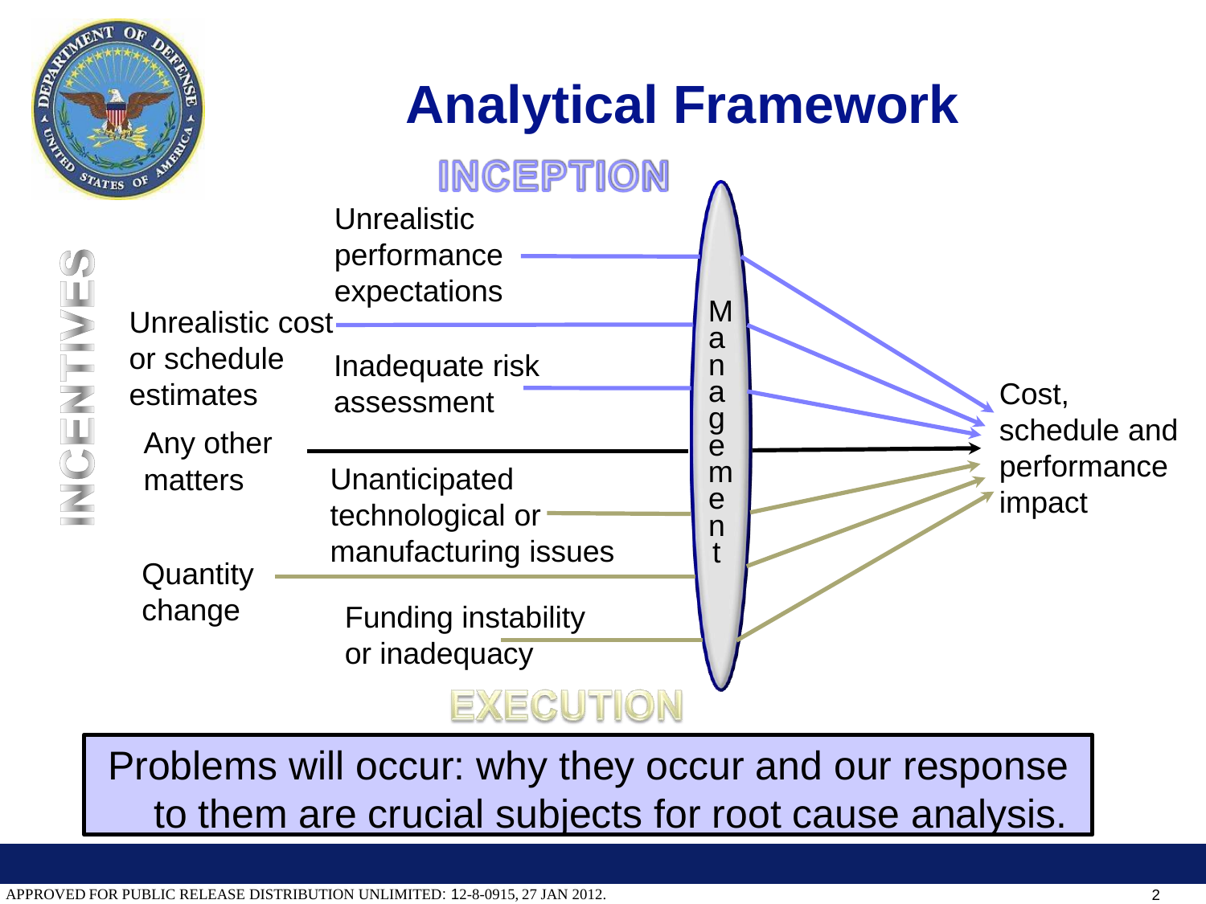# Analytical Framework

INCEPTION

INCENTIVES

- Unrealistic performance expectations
- Unrealistic cost or schedule estimates
- Inadequate risk assessment
- Any other matters
- Unanticipated technological or manufacturing issues
- Quantity change
- Funding instability or inadequacy

Management

Cost, schedule and performance impact

EXECUTION

Problems will occur: why they occur and our response to them are crucial subjects for root cause analysis.

APPROVED FOR PUBLIC RELEASE DISTRIBUTION UNLIMITED: 12-8-0915, 27 JAN 2012.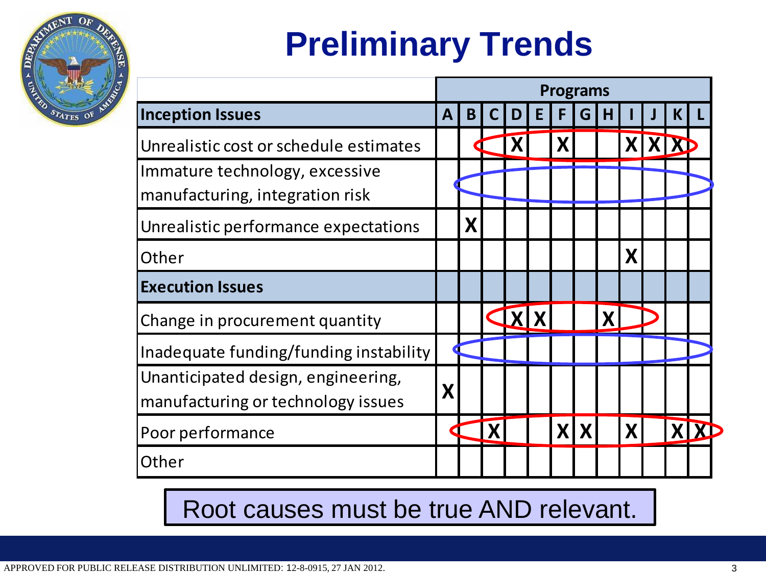# Preliminary Trends

| | Programs | | | | | | | | | | | |
|---|---|---|---|---|---|---|---|---|---|---|---|---|
| **Inception Issues** | **A** | **B** | **C** | **D** | **E** | **F** | **G** | **H** | **I** | **J** | **K** | **L** |
| Unrealistic cost or schedule estimates | | | | X | | X | | | X | X | X | |
| Immature technology, excessive manufacturing, integration risk | | | | | | | | | | | | |
| Unrealistic performance expectations | | X | | | | | | | | | | |
| Other | | | | | | | | | X | | | |
| **Execution Issues** | | | | | | | | | | | | |
| Change in procurement quantity | | | | X | X | | | X | | | | |
| Inadequate funding/funding instability | | | | | | | | | | | | |
| Unanticipated design, engineering, manufacturing or technology issues | X | | | | | | | | | | | |
| Poor performance | | | X | | | X | X | | X | | X | X |
| Other | | | | | | | | | | | | |

Root causes must be true AND relevant.

APPROVED FOR PUBLIC RELEASE DISTRIBUTION UNLIMITED: 12-8-0915, 27 JAN 2012.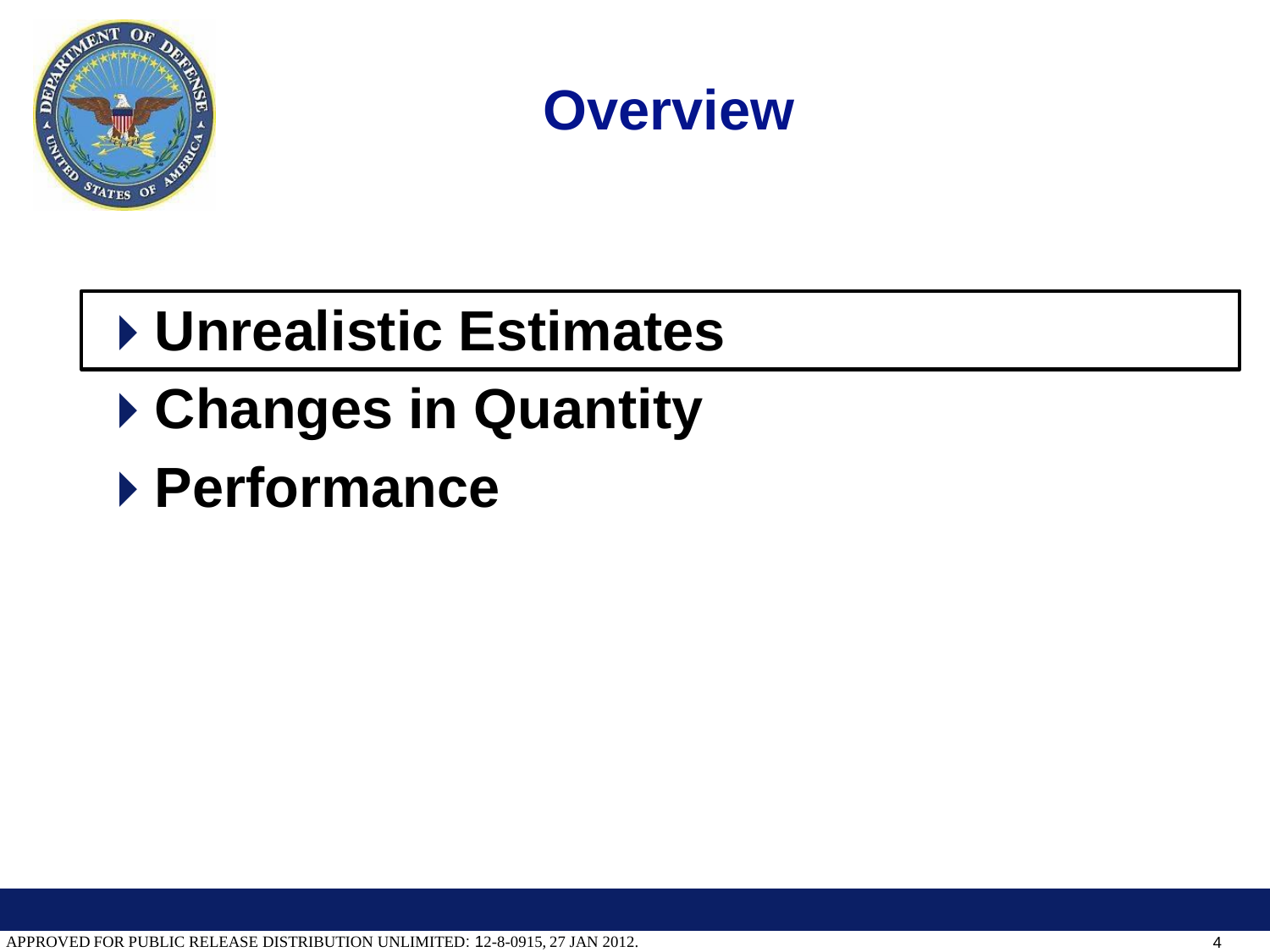# Overview

- **Unrealistic Estimates**
- **Changes in Quantity**
- **Performance**

APPROVED FOR PUBLIC RELEASE DISTRIBUTION UNLIMITED: 12-8-0915, 27 JAN 2012.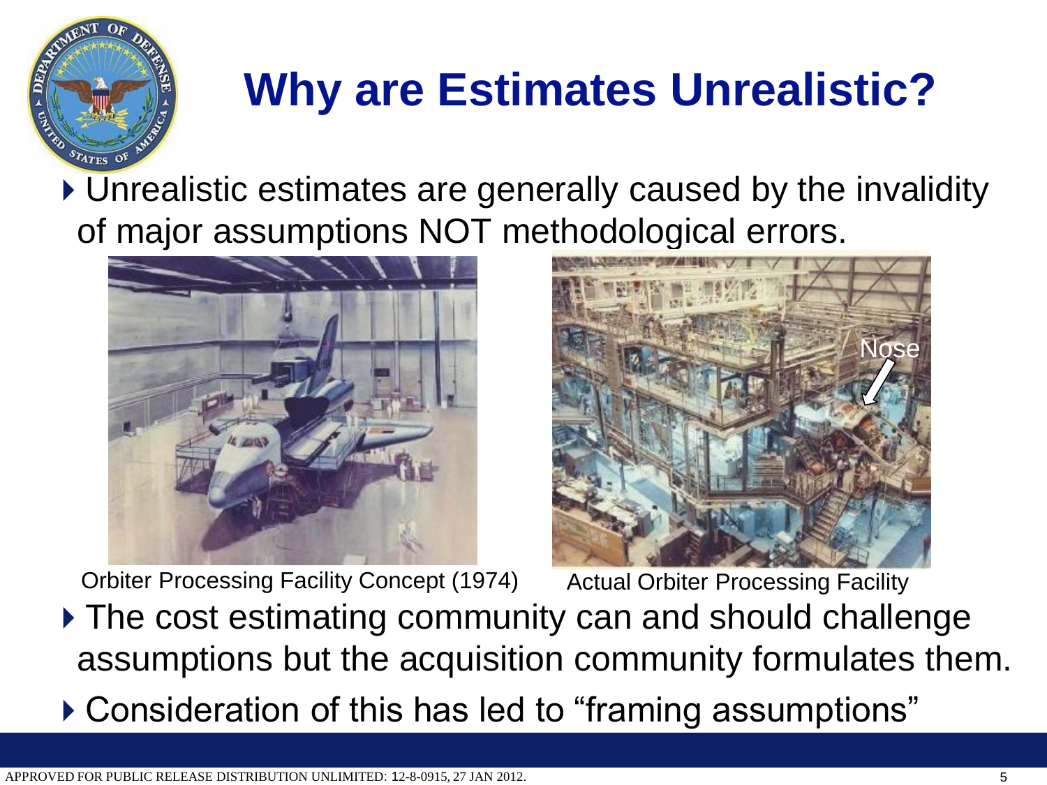# Why are Estimates Unrealistic?

- Unrealistic estimates are generally caused by the invalidity of major assumptions NOT methodological errors.

Orbiter Processing Facility Concept (1974)

Actual Orbiter Processing Facility

- The cost estimating community can and should challenge assumptions but the acquisition community formulates them.
- Consideration of this has led to "framing assumptions"

APPROVED FOR PUBLIC RELEASE DISTRIBUTION UNLIMITED: 12-8-0915, 27 JAN 2012.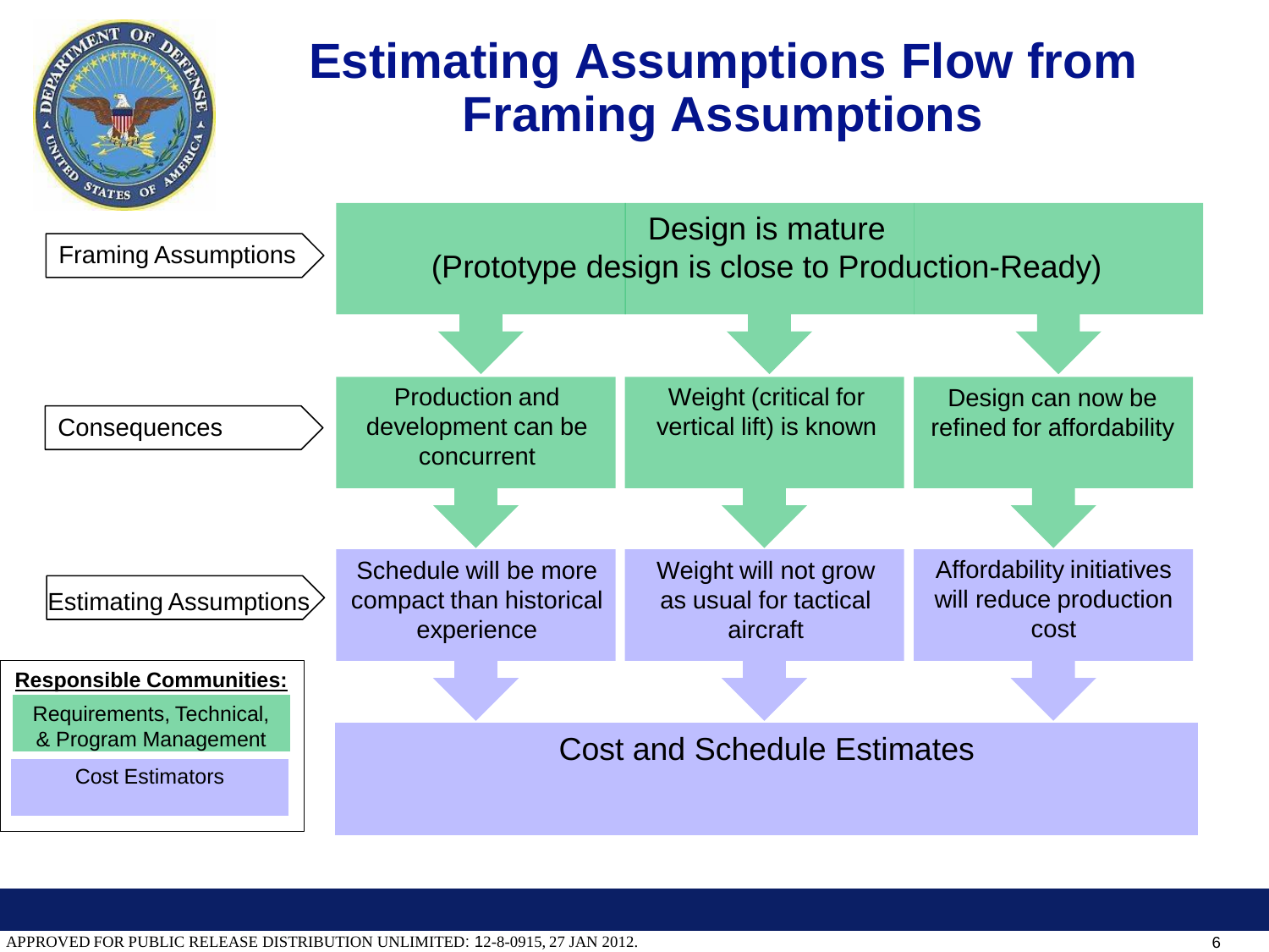# Estimating Assumptions Flow from Framing Assumptions

| | | | |
|---|---|---|---|
| **Framing Assumptions** | Design is mature (Prototype design is close to Production-Ready) | | |
| **Consequences** | Production and development can be concurrent | Weight (critical for vertical lift) is known | Design can now be refined for affordability |
| **Estimating Assumptions** | Schedule will be more compact than historical experience | Weight will not grow as usual for tactical aircraft | Affordability initiatives will reduce production cost |
| | Cost and Schedule Estimates | | |

**Responsible Communities:**

- Requirements, Technical, & Program Management
- Cost Estimators

APPROVED FOR PUBLIC RELEASE DISTRIBUTION UNLIMITED: 12-8-0915, 27 JAN 2012.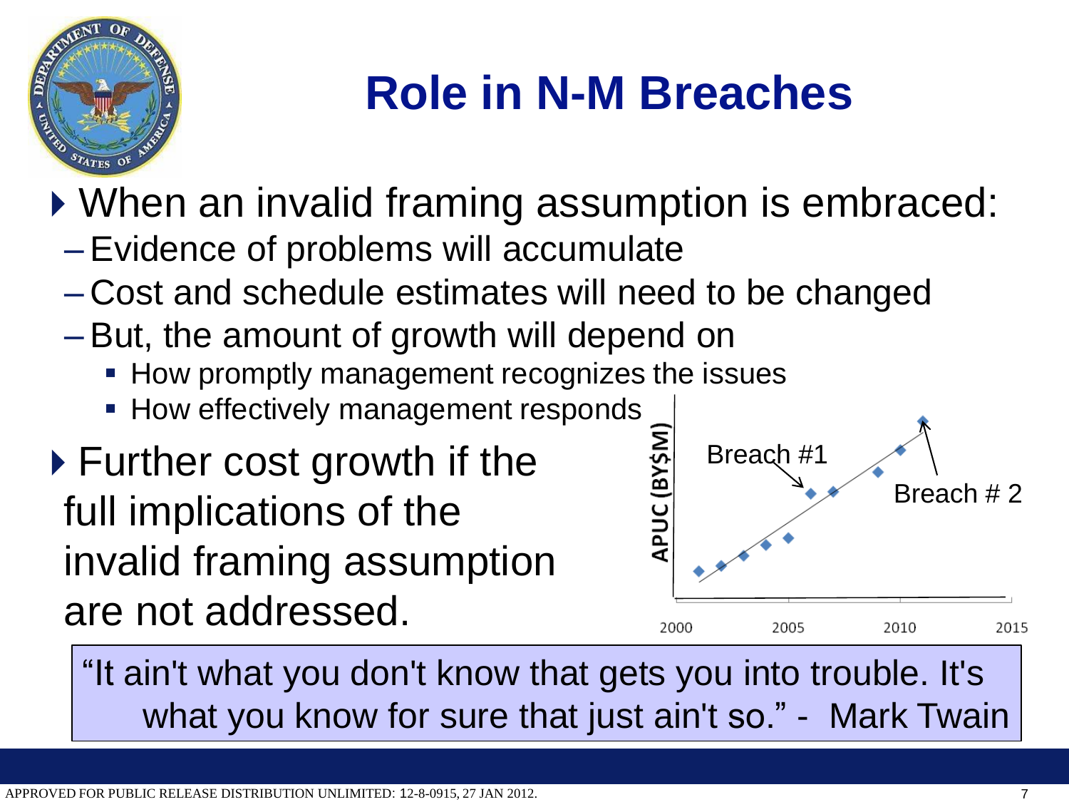# Role in N-M Breaches

- When an invalid framing assumption is embraced:
  - Evidence of problems will accumulate
  - Cost and schedule estimates will need to be changed
  - But, the amount of growth will depend on
    - How promptly management recognizes the issues
    - How effectively management responds
- Further cost growth if the full implications of the invalid framing assumption are not addressed.

APUC (BY$M)

Breach #1

Breach # 2

2000 2005 2010 2015

> "It ain't what you don't know that gets you into trouble. It's what you know for sure that just ain't so." - Mark Twain

APPROVED FOR PUBLIC RELEASE DISTRIBUTION UNLIMITED: 12-8-0915, 27 JAN 2012.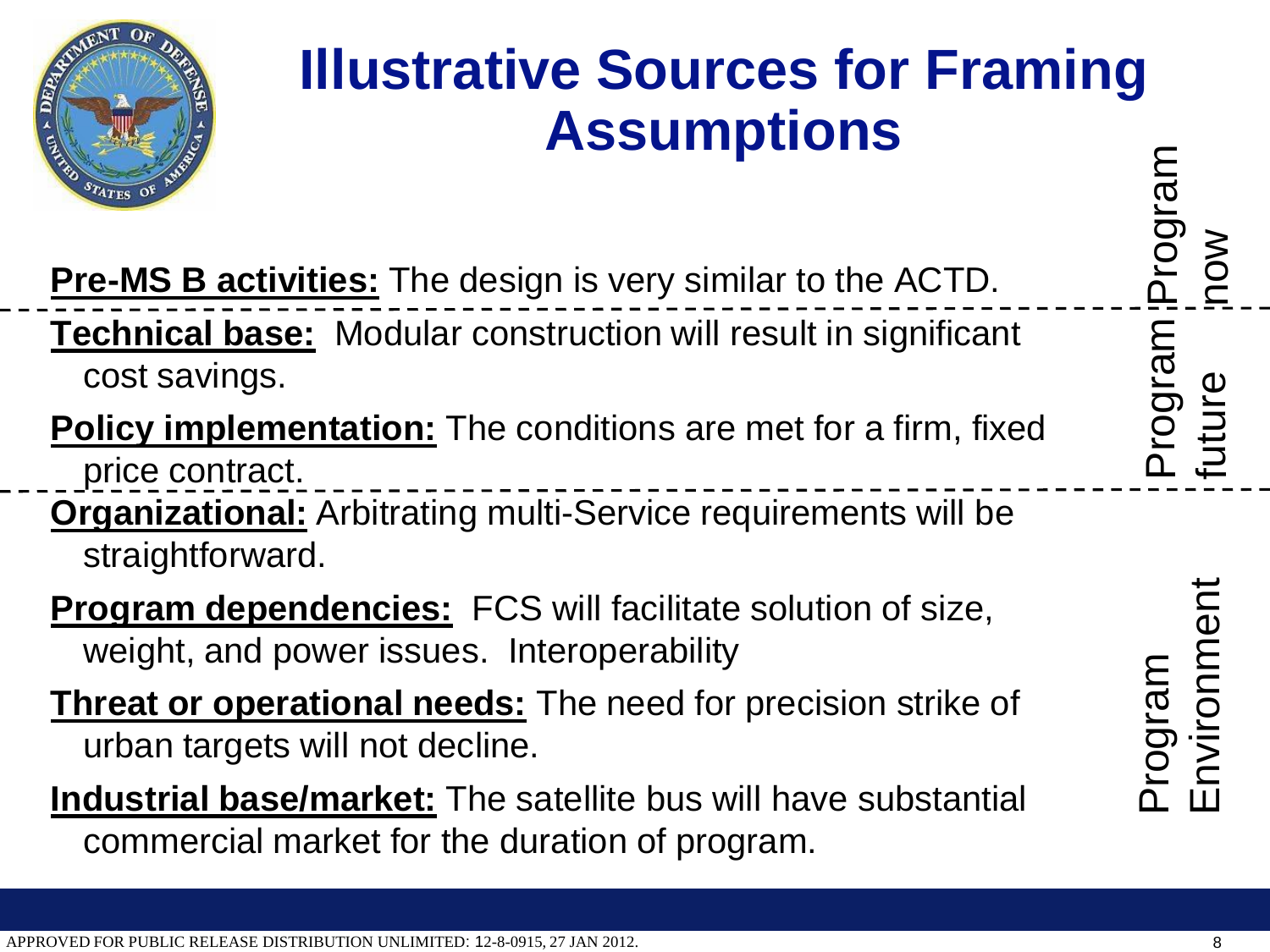# Illustrative Sources for Framing Assumptions

**Pre-MS B activities:** The design is very similar to the ACTD.

*Program now*

---

**Technical base:** Modular construction will result in significant cost savings.

**Policy implementation:** The conditions are met for a firm, fixed price contract.

*Program future*

---

**Organizational:** Arbitrating multi-Service requirements will be straightforward.

**Program dependencies:** FCS will facilitate solution of size, weight, and power issues. Interoperability

**Threat or operational needs:** The need for precision strike of urban targets will not decline.

**Industrial base/market:** The satellite bus will have substantial commercial market for the duration of program.

*Program Environment*

APPROVED FOR PUBLIC RELEASE DISTRIBUTION UNLIMITED: 12-8-0915, 27 JAN 2012.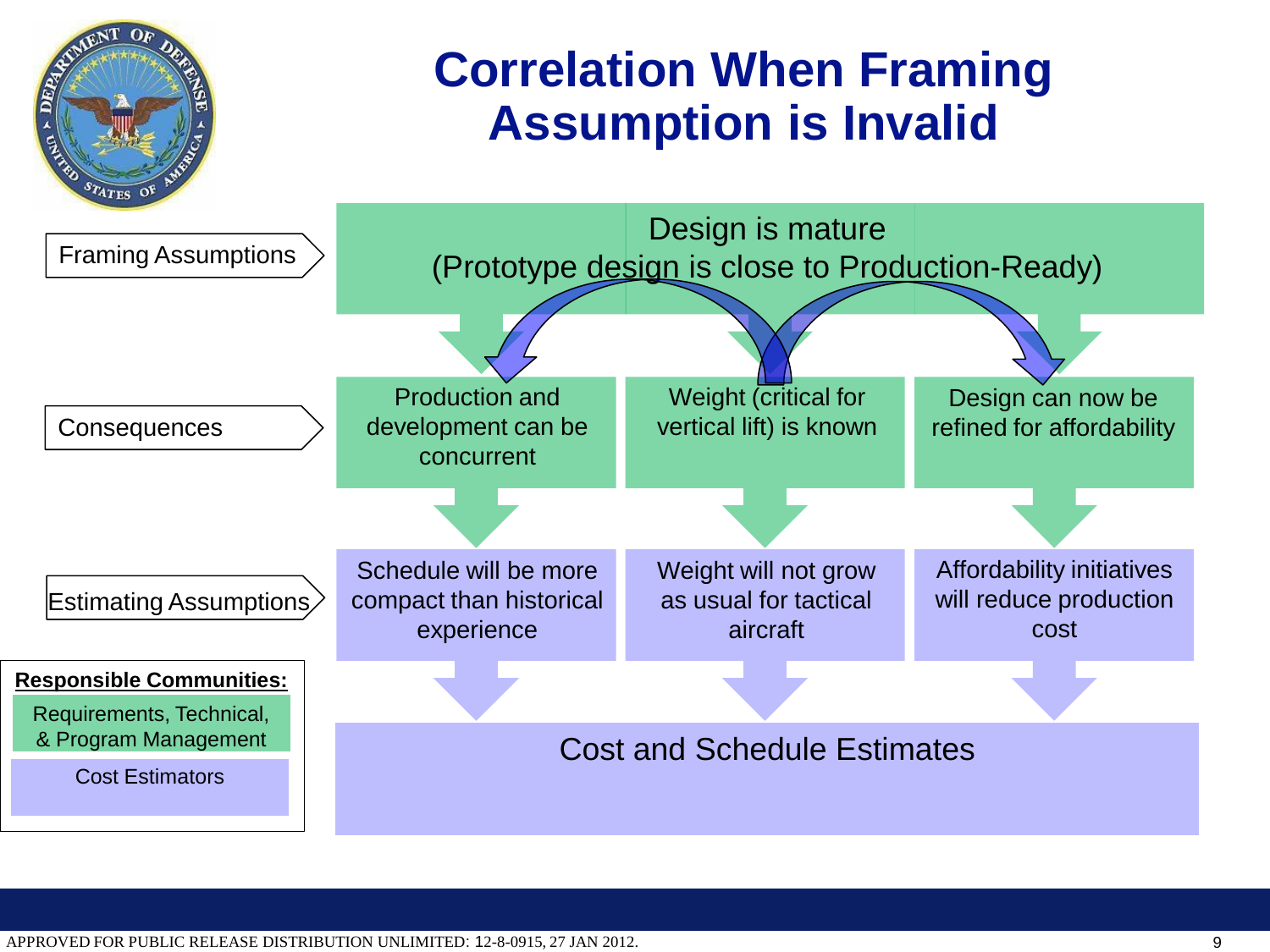# Correlation When Framing Assumption is Invalid

**Framing Assumptions**

Design is mature
(Prototype design is close to Production-Ready)

**Consequences**

- Production and development can be concurrent
- Weight (critical for vertical lift) is known
- Design can now be refined for affordability

**Estimating Assumptions**

- Schedule will be more compact than historical experience
- Weight will not grow as usual for tactical aircraft
- Affordability initiatives will reduce production cost

Cost and Schedule Estimates

**Responsible Communities:**

- Requirements, Technical, & Program Management
- Cost Estimators

APPROVED FOR PUBLIC RELEASE DISTRIBUTION UNLIMITED: 12-8-0915, 27 JAN 2012.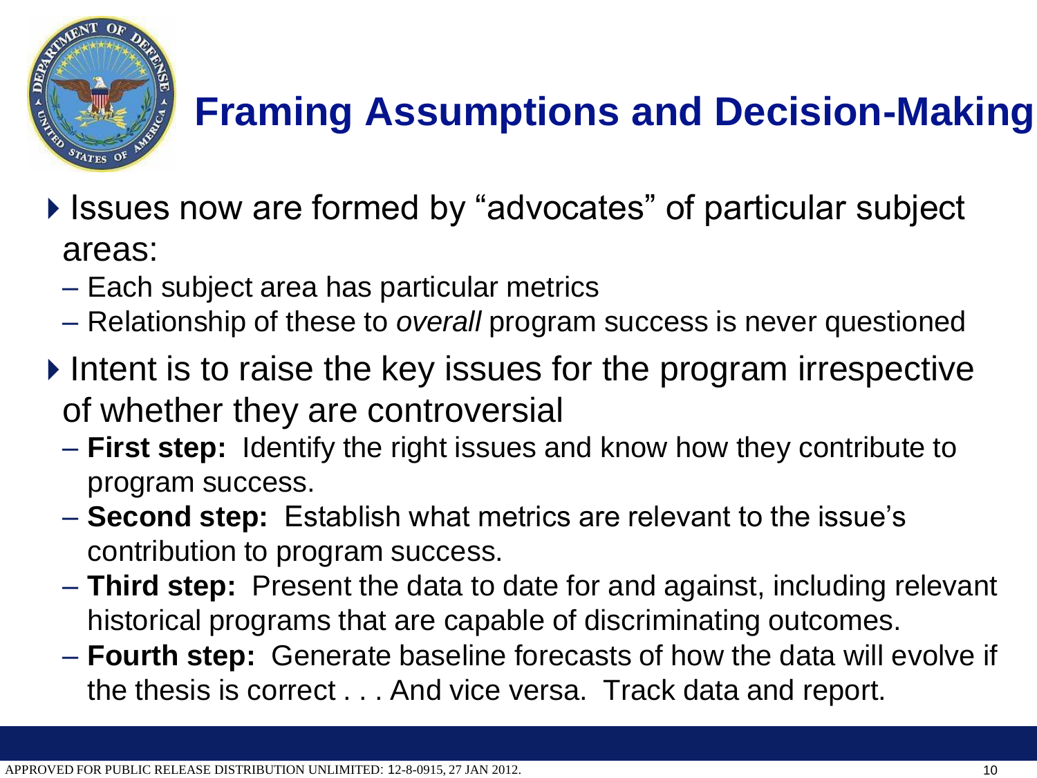# Framing Assumptions and Decision-Making

- Issues now are formed by "advocates" of particular subject areas:
  - Each subject area has particular metrics
  - Relationship of these to *overall* program success is never questioned
- Intent is to raise the key issues for the program irrespective of whether they are controversial
  - **First step:** Identify the right issues and know how they contribute to program success.
  - **Second step:** Establish what metrics are relevant to the issue's contribution to program success.
  - **Third step:** Present the data to date for and against, including relevant historical programs that are capable of discriminating outcomes.
  - **Fourth step:** Generate baseline forecasts of how the data will evolve if the thesis is correct . . . And vice versa. Track data and report.

APPROVED FOR PUBLIC RELEASE DISTRIBUTION UNLIMITED: 12-8-0915, 27 JAN 2012.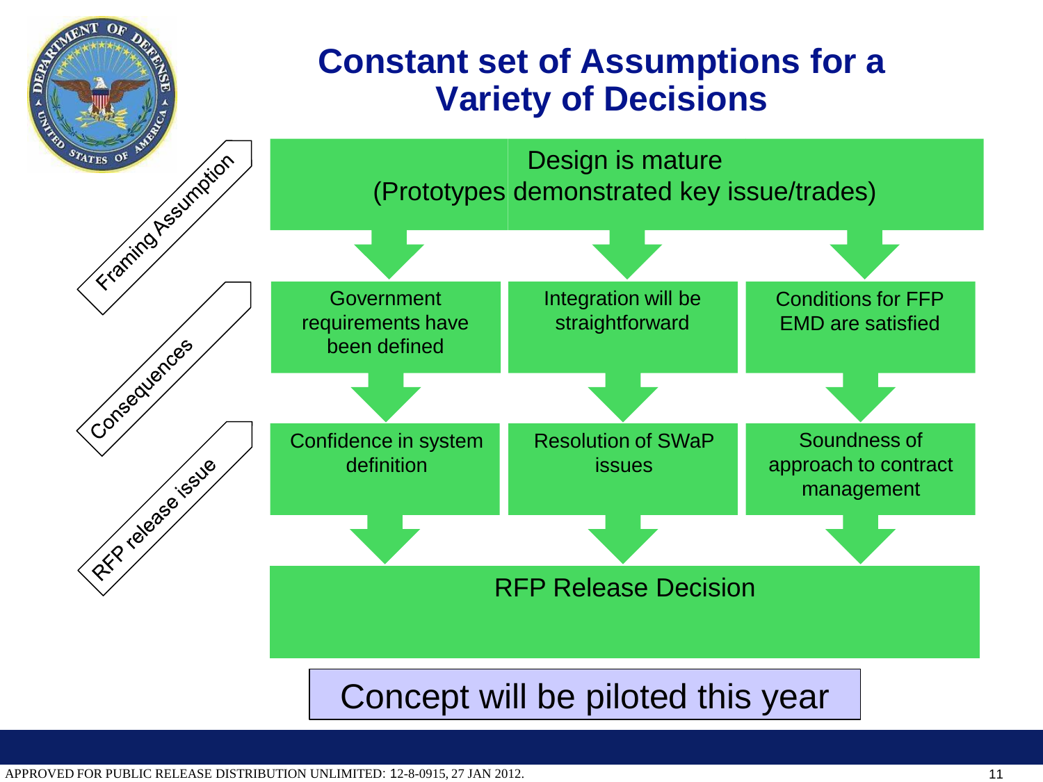# Constant set of Assumptions for a Variety of Decisions

**Framing Assumption**

Design is mature
(Prototypes demonstrated key issue/trades)

**Consequences**

- Government requirements have been defined
- Integration will be straightforward
- Conditions for FFP EMD are satisfied

**RFP release issue**

- Confidence in system definition
- Resolution of SWaP issues
- Soundness of approach to contract management

RFP Release Decision

Concept will be piloted this year

APPROVED FOR PUBLIC RELEASE DISTRIBUTION UNLIMITED: 12-8-0915, 27 JAN 2012.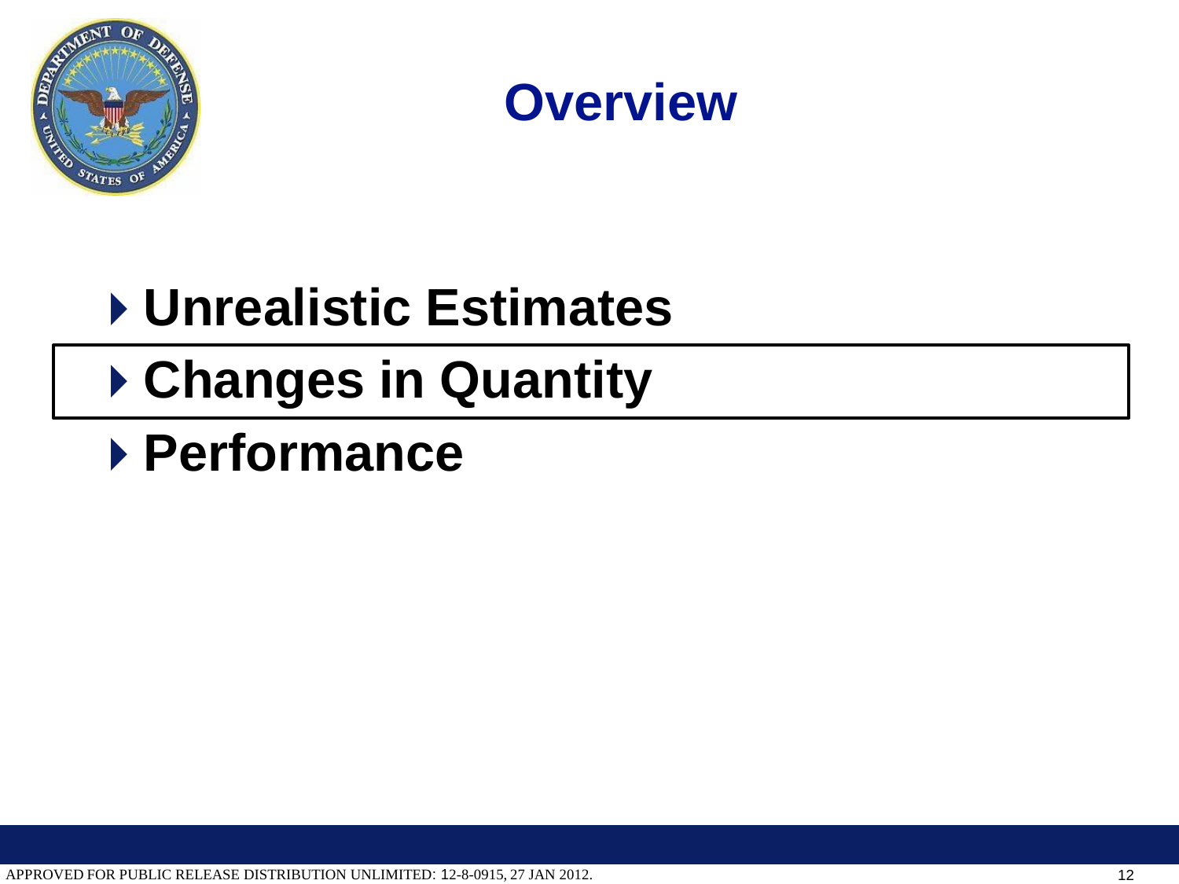# Overview

- **Unrealistic Estimates**
- **Changes in Quantity**
- **Performance**

APPROVED FOR PUBLIC RELEASE DISTRIBUTION UNLIMITED: 12-8-0915, 27 JAN 2012.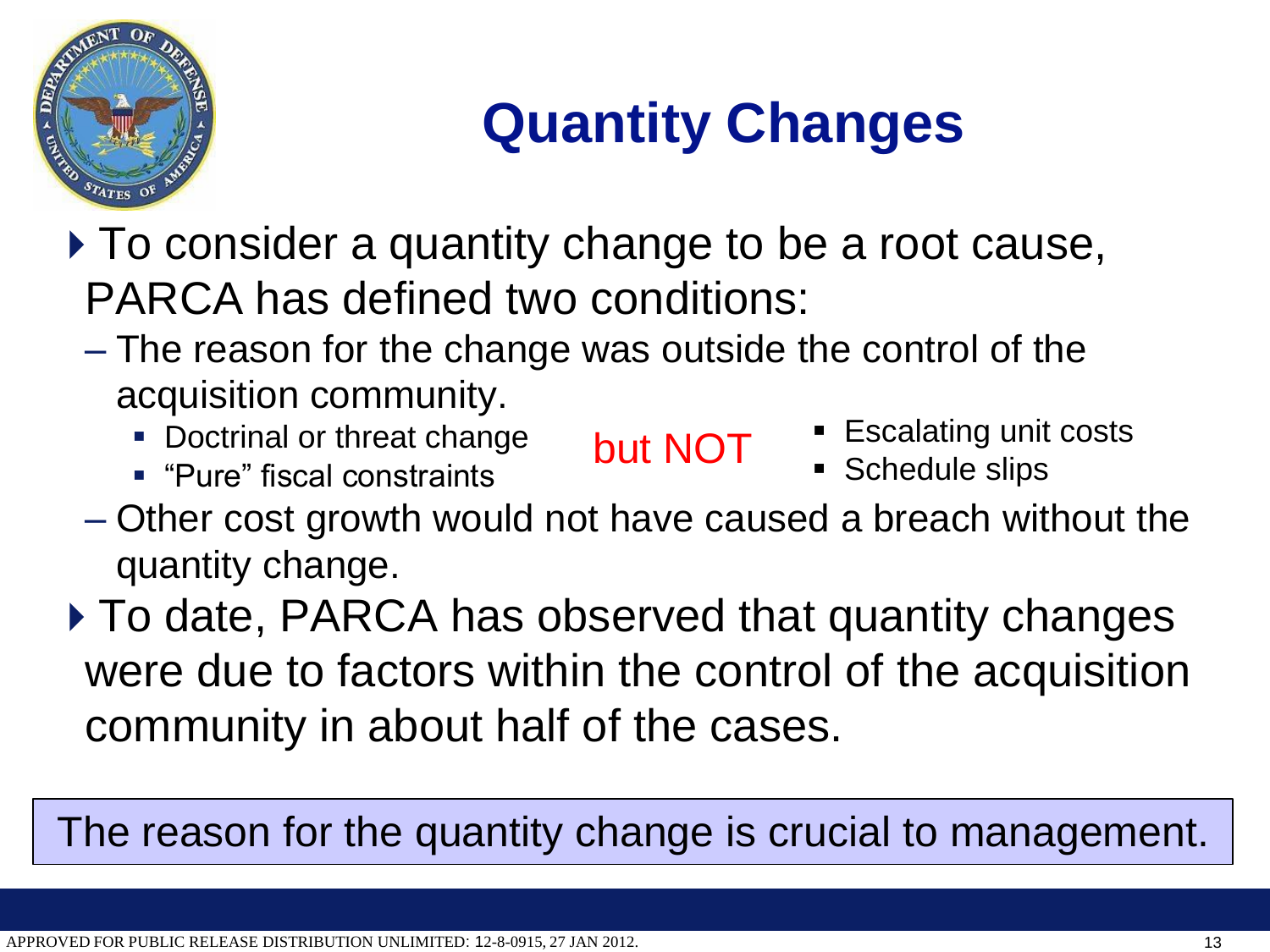# Quantity Changes

- To consider a quantity change to be a root cause, PARCA has defined two conditions:
  - The reason for the change was outside the control of the acquisition community.
    - Doctrinal or threat change
    - "Pure" fiscal constraints

    but NOT

    - Escalating unit costs
    - Schedule slips
  - Other cost growth would not have caused a breach without the quantity change.
- To date, PARCA has observed that quantity changes were due to factors within the control of the acquisition community in about half of the cases.

The reason for the quantity change is crucial to management.

APPROVED FOR PUBLIC RELEASE DISTRIBUTION UNLIMITED: 12-8-0915, 27 JAN 2012.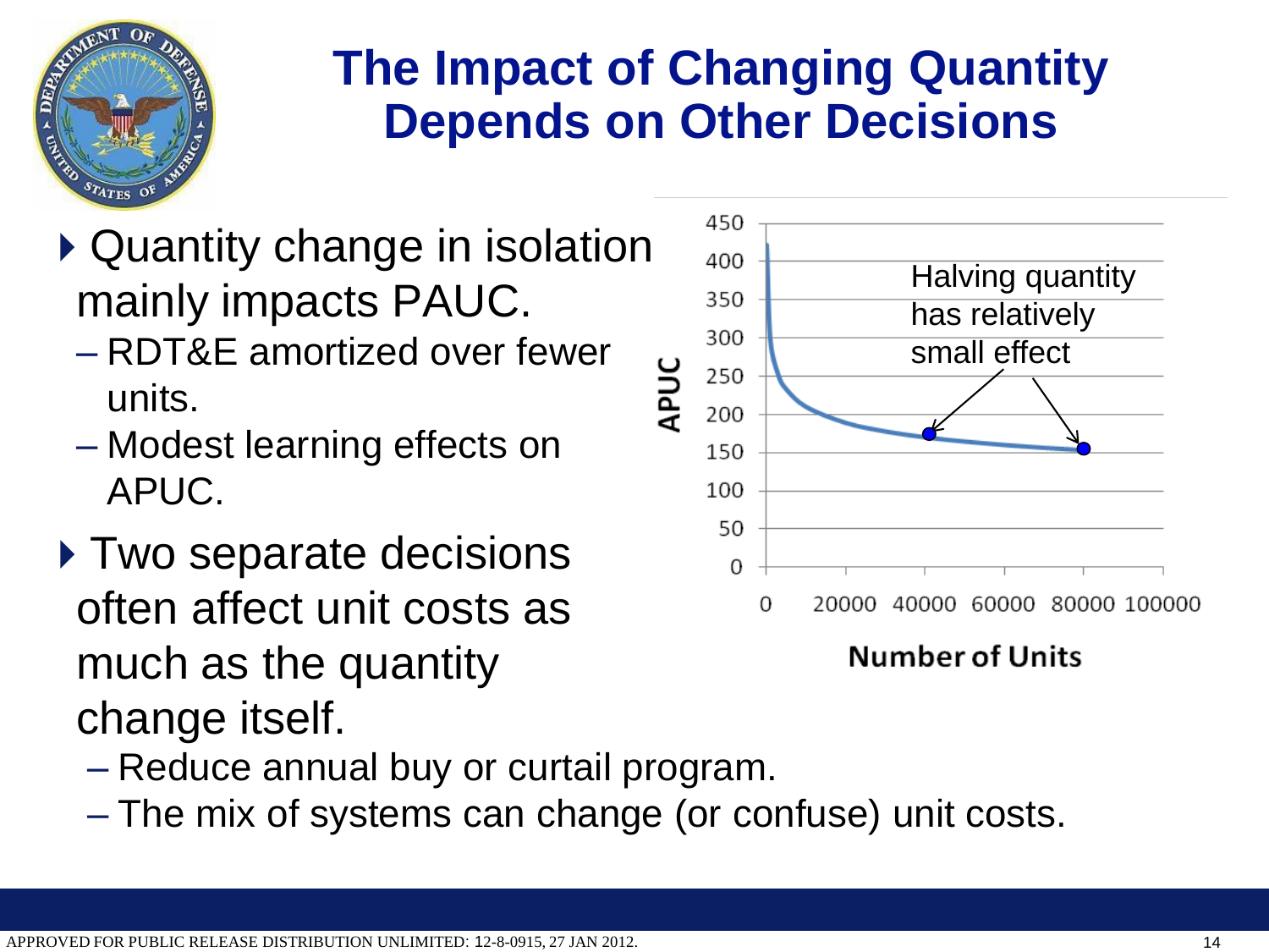# The Impact of Changing Quantity Depends on Other Decisions

- Quantity change in isolation mainly impacts PAUC.
  - RDT&E amortized over fewer units.
  - Modest learning effects on APUC.
- Two separate decisions often affect unit costs as much as the quantity change itself.
  - Reduce annual buy or curtail program.
  - The mix of systems can change (or confuse) unit costs.

Halving quantity has relatively small effect

APUC

Number of Units

APPROVED FOR PUBLIC RELEASE DISTRIBUTION UNLIMITED: 12-8-0915, 27 JAN 2012.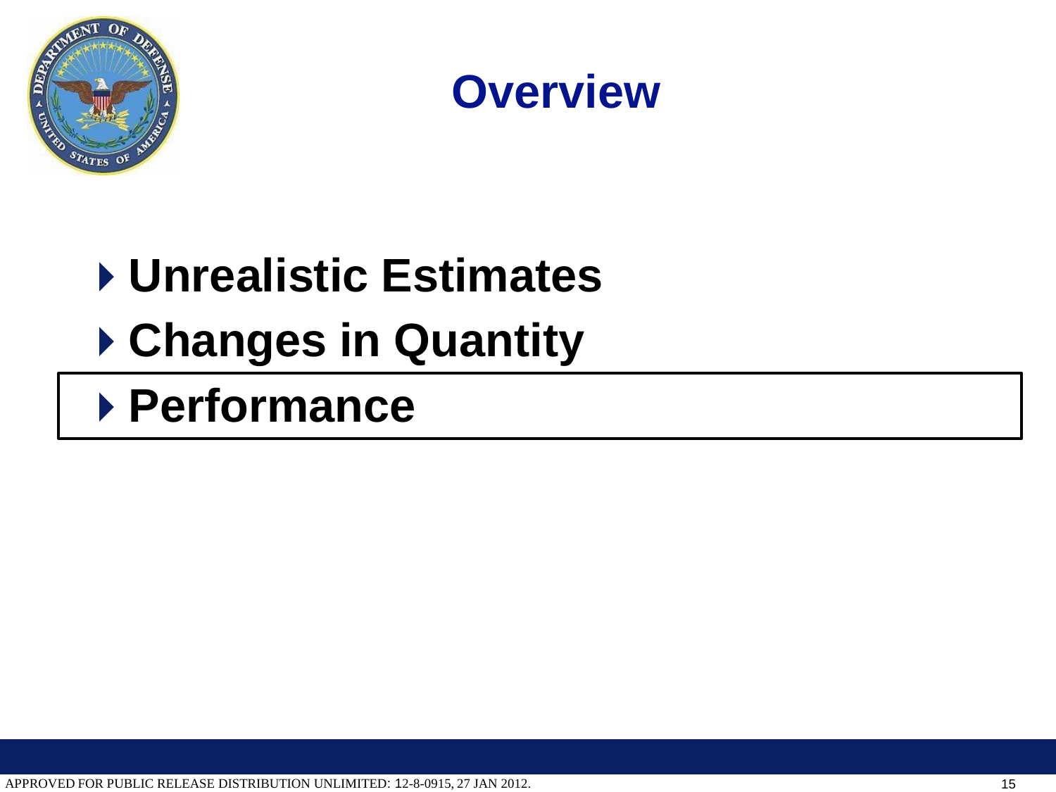# Overview

- **Unrealistic Estimates**
- **Changes in Quantity**
- **Performance**

APPROVED FOR PUBLIC RELEASE DISTRIBUTION UNLIMITED: 12-8-0915, 27 JAN 2012.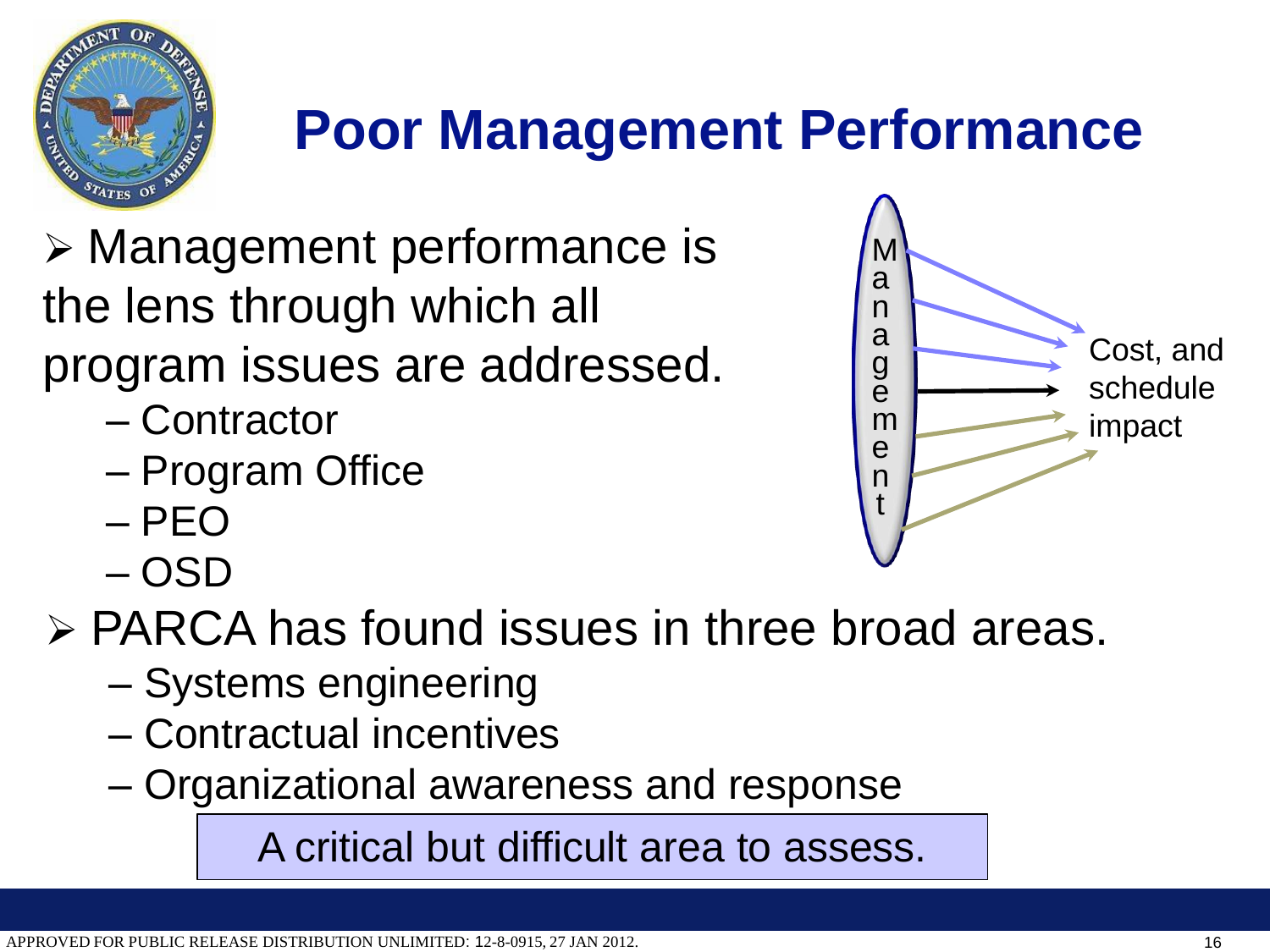# Poor Management Performance

- Management performance is the lens through which all program issues are addressed.
  - Contractor
  - Program Office
  - PEO
  - OSD

Management

Cost, and schedule impact

- PARCA has found issues in three broad areas.
  - Systems engineering
  - Contractual incentives
  - Organizational awareness and response

A critical but difficult area to assess.

APPROVED FOR PUBLIC RELEASE DISTRIBUTION UNLIMITED: 12-8-0915, 27 JAN 2012.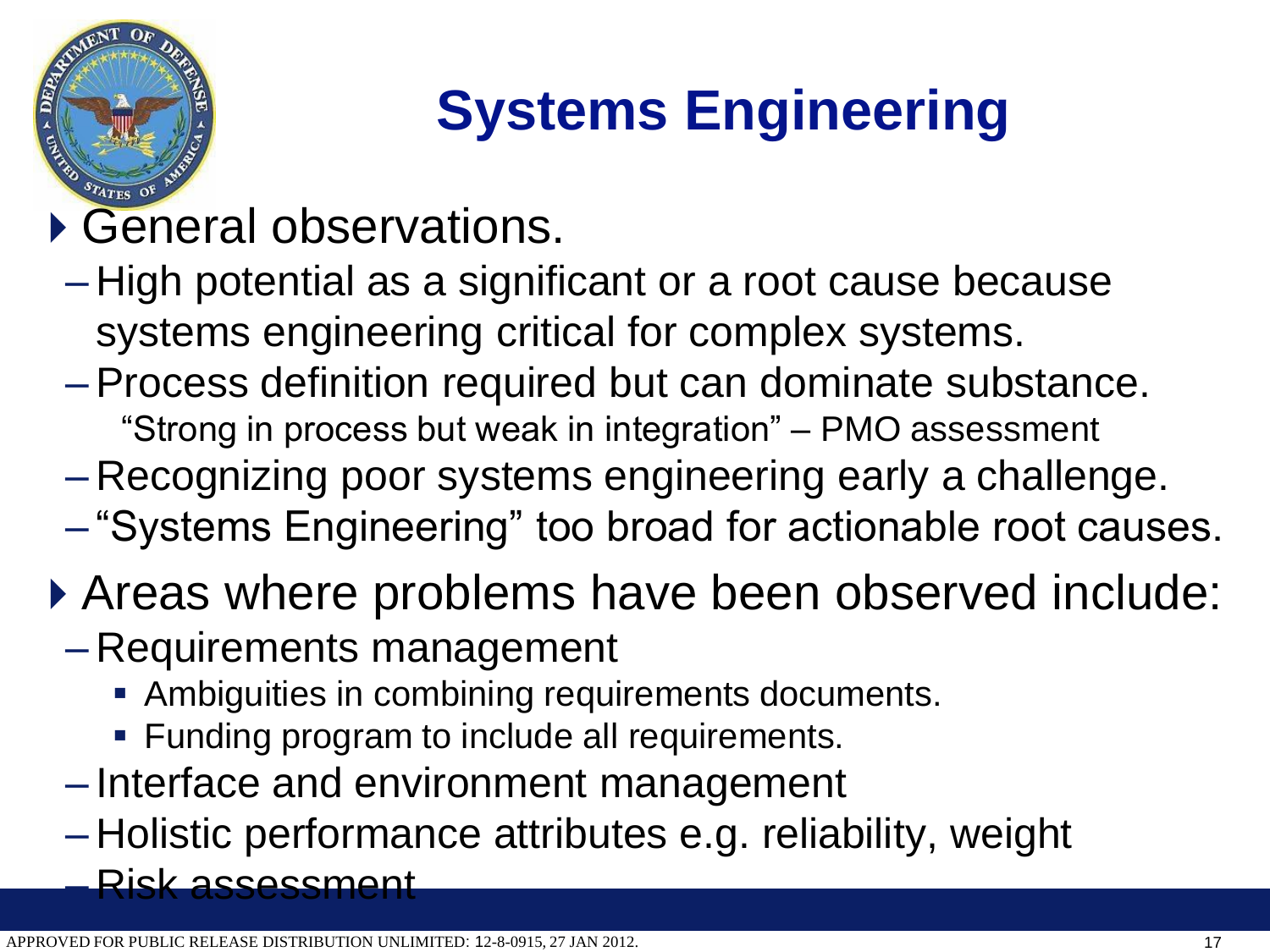# Systems Engineering

- General observations.
  - High potential as a significant or a root cause because systems engineering critical for complex systems.
  - Process definition required but can dominate substance.
    - "Strong in process but weak in integration" – PMO assessment
  - Recognizing poor systems engineering early a challenge.
  - "Systems Engineering" too broad for actionable root causes.
- Areas where problems have been observed include:
  - Requirements management
    - Ambiguities in combining requirements documents.
    - Funding program to include all requirements.
  - Interface and environment management
  - Holistic performance attributes e.g. reliability, weight
  - Risk assessment

APPROVED FOR PUBLIC RELEASE DISTRIBUTION UNLIMITED: 12-8-0915, 27 JAN 2012.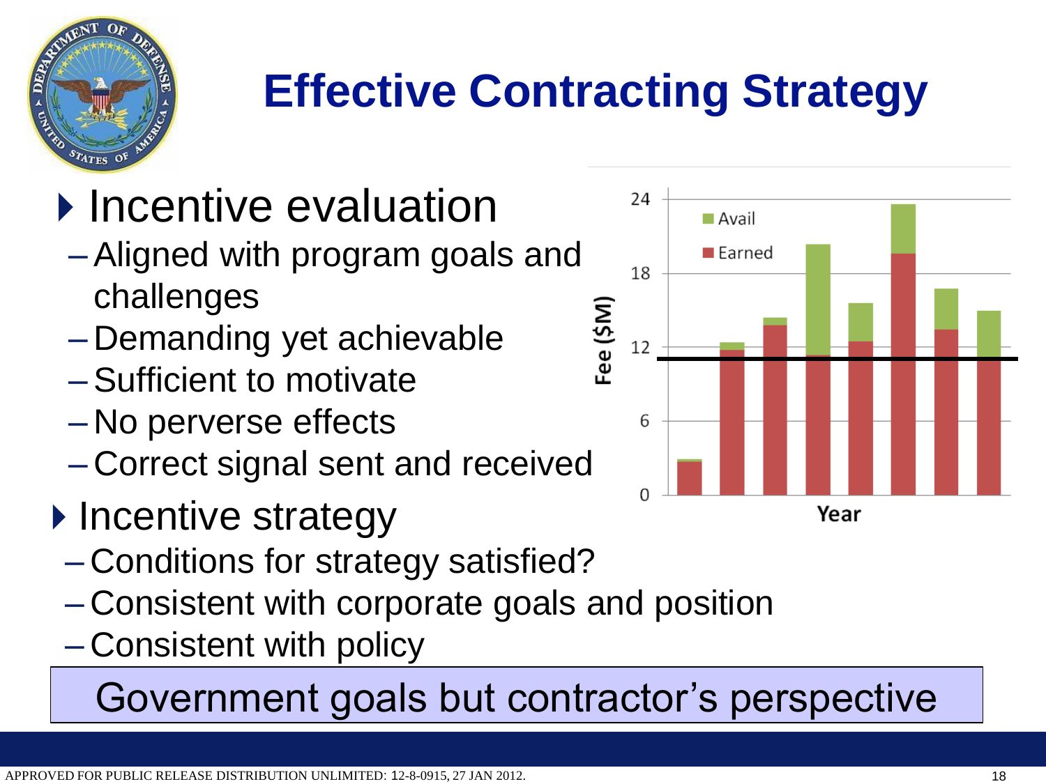# Effective Contracting Strategy

- Incentive evaluation
  - Aligned with program goals and challenges
  - Demanding yet achievable
  - Sufficient to motivate
  - No perverse effects
  - Correct signal sent and received
- Incentive strategy
  - Conditions for strategy satisfied?
  - Consistent with corporate goals and position
  - Consistent with policy

Government goals but contractor's perspective

APPROVED FOR PUBLIC RELEASE DISTRIBUTION UNLIMITED: 12-8-0915, 27 JAN 2012.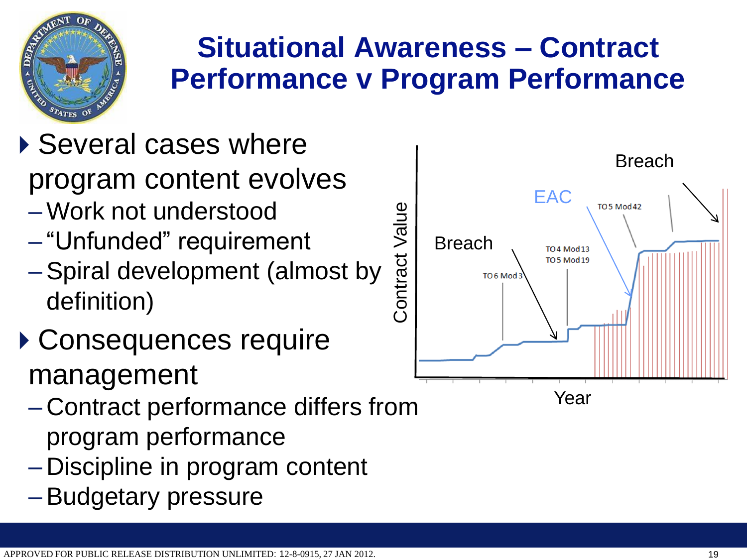# Situational Awareness – Contract Performance v Program Performance

- Several cases where program content evolves
  - Work not understood
  - "Unfunded" requirement
  - Spiral development (almost by definition)
- Consequences require management
  - Contract performance differs from program performance
  - Discipline in program content
  - Budgetary pressure

Contract Value

Year

Breach

Breach

EAC

TO 6 Mod 3

TO 4 Mod 13

TO 5 Mod 19

TO 5 Mod 42

APPROVED FOR PUBLIC RELEASE DISTRIBUTION UNLIMITED: 12-8-0915, 27 JAN 2012.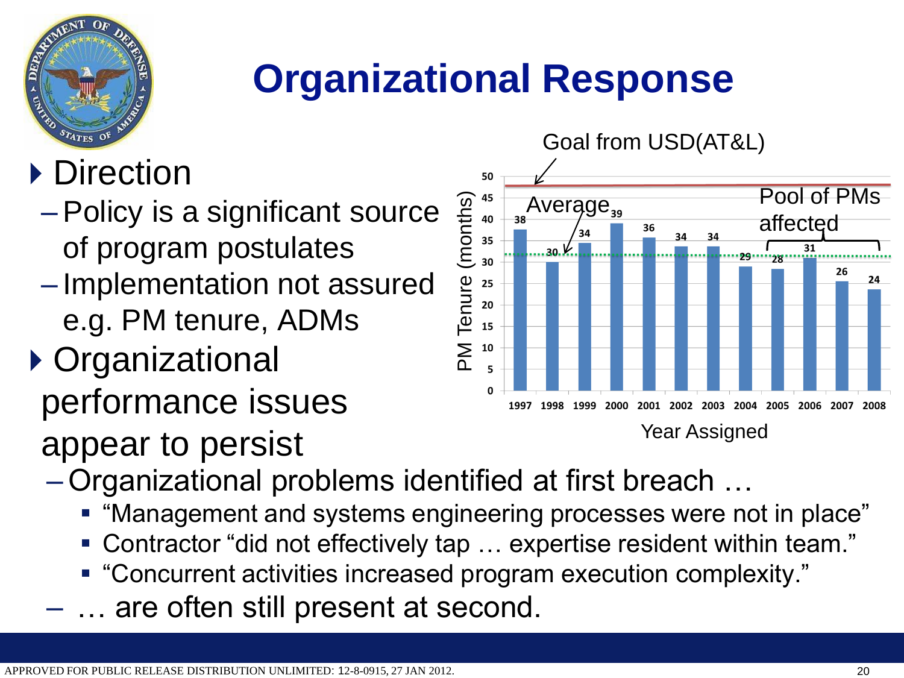# Organizational Response

- Direction
  - Policy is a significant source of program postulates
  - Implementation not assured e.g. PM tenure, ADMs
- Organizational performance issues appear to persist
  - Organizational problems identified at first breach …
    - "Management and systems engineering processes were not in place"
    - Contractor "did not effectively tap … expertise resident within team."
    - "Concurrent activities increased program execution complexity."
  - … are often still present at second.

Goal from USD(AT&L)

| Year Assigned | PM Tenure (months) |
|---|---|
| 1997 | 38 |
| 1998 | 30 |
| 1999 | 34 |
| 2000 | 39 |
| 2001 | 36 |
| 2002 | 34 |
| 2003 | 34 |
| 2004 | 29 |
| 2005 | 28 |
| 2006 | 31 |
| 2007 | 26 |
| 2008 | 24 |

Average

Pool of PMs affected

APPROVED FOR PUBLIC RELEASE DISTRIBUTION UNLIMITED: 12-8-0915, 27 JAN 2012.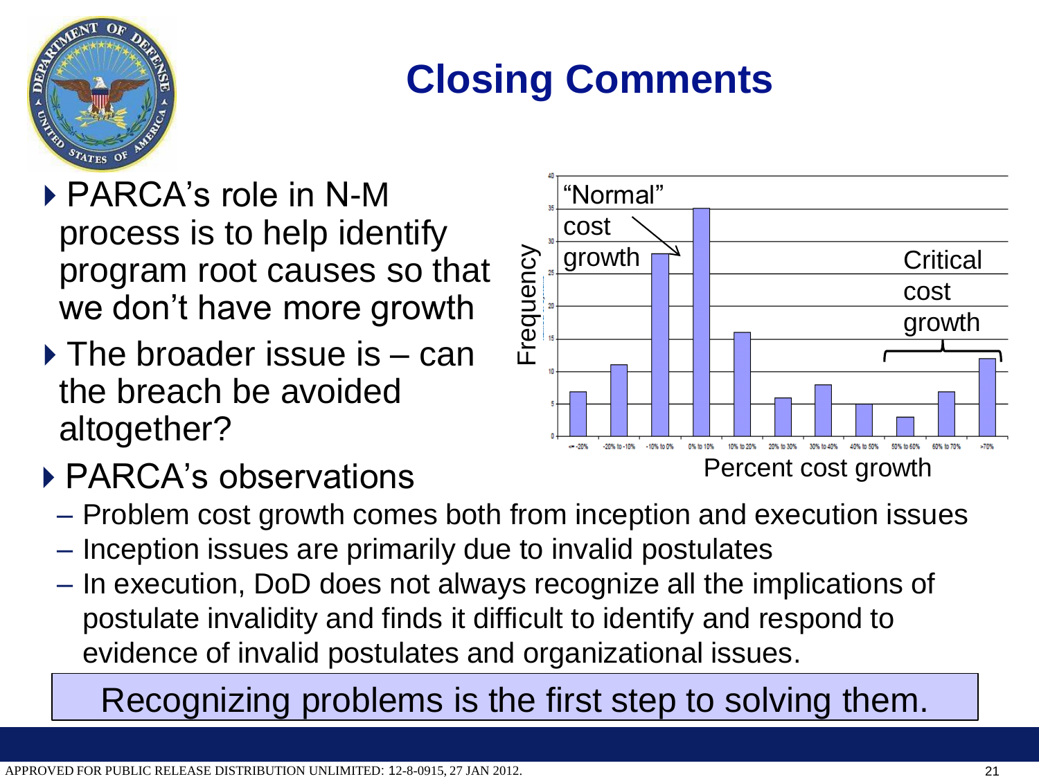# Closing Comments

- PARCA's role in N-M process is to help identify program root causes so that we don't have more growth
- The broader issue is – can the breach be avoided altogether?

"Normal" cost growth

Critical cost growth

Frequency

0
5
10
15
20
25
30
35
40

<= -20%
-20% to -10%
-10% to 0%
0% to 10%
10% to 20%
20% to 30%
30% to 40%
40% to 50%
50% to 60%
60% to 70%
>70%

Percent cost growth

- PARCA's observations
  - Problem cost growth comes both from inception and execution issues
  - Inception issues are primarily due to invalid postulates
  - In execution, DoD does not always recognize all the implications of postulate invalidity and finds it difficult to identify and respond to evidence of invalid postulates and organizational issues.

Recognizing problems is the first step to solving them.

APPROVED FOR PUBLIC RELEASE DISTRIBUTION UNLIMITED: 12-8-0915, 27 JAN 2012.